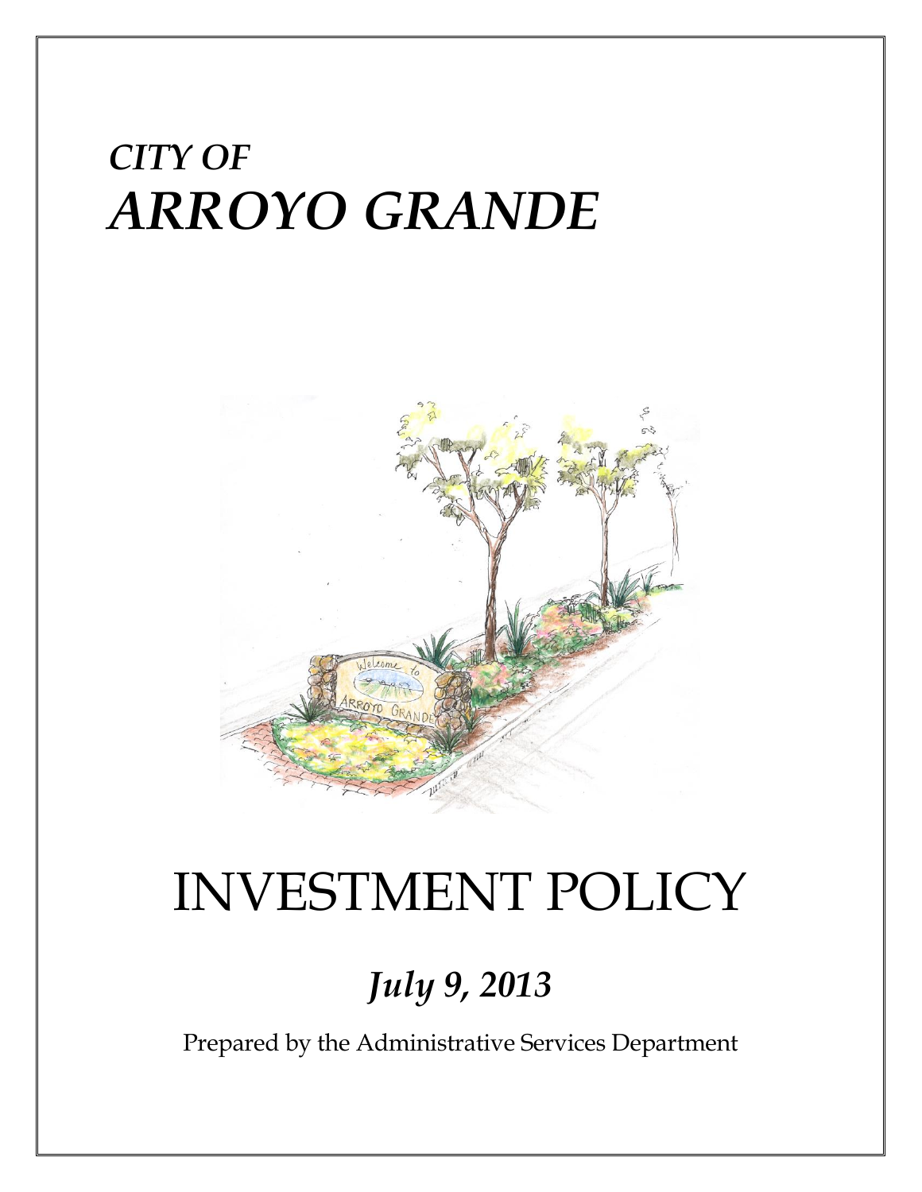*CITY OF*

# *ARROYO GRANDE*

# INVESTMENT POLICY

## *July 9, 2013*

Prepared by the Administrative Services Department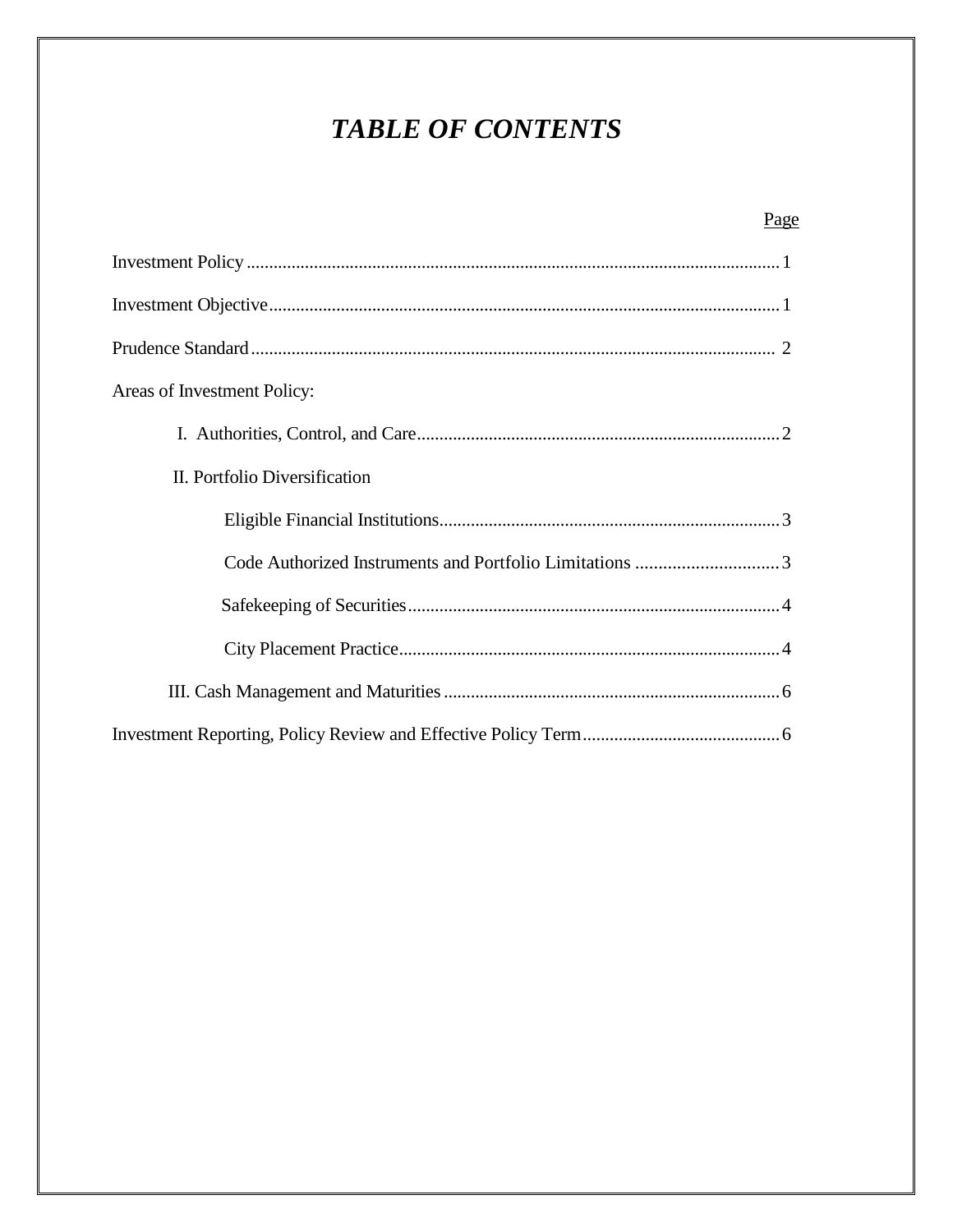# *TABLE OF CONTENTS*

| | Page |
|---|---|
| Investment Policy | 1 |
| Investment Objective | 1 |
| Prudence Standard | 2 |
| Areas of Investment Policy: | |
| I. Authorities, Control, and Care | 2 |
| II. Portfolio Diversification | |
| Eligible Financial Institutions | 3 |
| Code Authorized Instruments and Portfolio Limitations | 3 |
| Safekeeping of Securities | 4 |
| City Placement Practice | 4 |
| III. Cash Management and Maturities | 6 |
| Investment Reporting, Policy Review and Effective Policy Term | 6 |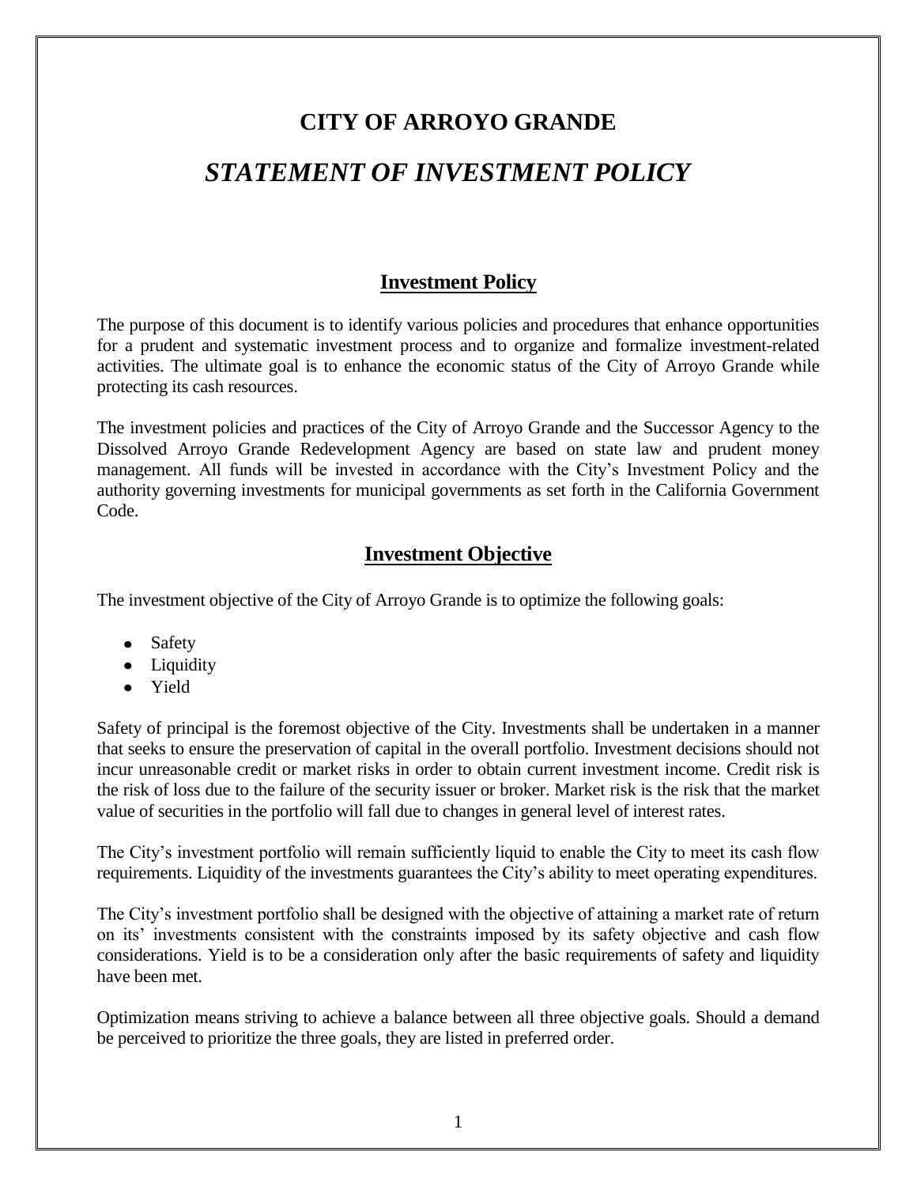# CITY OF ARROYO GRANDE

# *STATEMENT OF INVESTMENT POLICY*

## Investment Policy

The purpose of this document is to identify various policies and procedures that enhance opportunities for a prudent and systematic investment process and to organize and formalize investment-related activities. The ultimate goal is to enhance the economic status of the City of Arroyo Grande while protecting its cash resources.

The investment policies and practices of the City of Arroyo Grande and the Successor Agency to the Dissolved Arroyo Grande Redevelopment Agency are based on state law and prudent money management. All funds will be invested in accordance with the City's Investment Policy and the authority governing investments for municipal governments as set forth in the California Government Code.

## Investment Objective

The investment objective of the City of Arroyo Grande is to optimize the following goals:

- Safety
- Liquidity
- Yield

Safety of principal is the foremost objective of the City. Investments shall be undertaken in a manner that seeks to ensure the preservation of capital in the overall portfolio. Investment decisions should not incur unreasonable credit or market risks in order to obtain current investment income. Credit risk is the risk of loss due to the failure of the security issuer or broker. Market risk is the risk that the market value of securities in the portfolio will fall due to changes in general level of interest rates.

The City's investment portfolio will remain sufficiently liquid to enable the City to meet its cash flow requirements. Liquidity of the investments guarantees the City's ability to meet operating expenditures.

The City's investment portfolio shall be designed with the objective of attaining a market rate of return on its' investments consistent with the constraints imposed by its safety objective and cash flow considerations. Yield is to be a consideration only after the basic requirements of safety and liquidity have been met.

Optimization means striving to achieve a balance between all three objective goals. Should a demand be perceived to prioritize the three goals, they are listed in preferred order.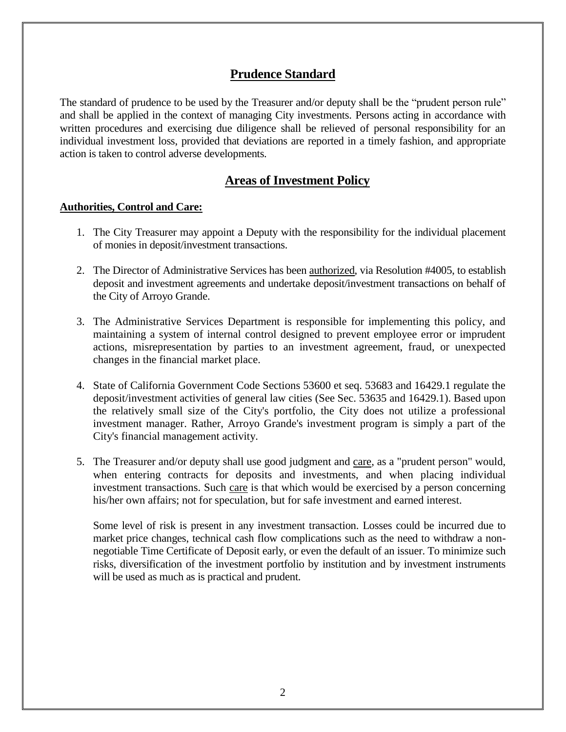## Prudence Standard

The standard of prudence to be used by the Treasurer and/or deputy shall be the "prudent person rule" and shall be applied in the context of managing City investments. Persons acting in accordance with written procedures and exercising due diligence shall be relieved of personal responsibility for an individual investment loss, provided that deviations are reported in a timely fashion, and appropriate action is taken to control adverse developments.

## Areas of Investment Policy

**Authorities, Control and Care:**

1. The City Treasurer may appoint a Deputy with the responsibility for the individual placement of monies in deposit/investment transactions.

2. The Director of Administrative Services has been authorized, via Resolution #4005, to establish deposit and investment agreements and undertake deposit/investment transactions on behalf of the City of Arroyo Grande.

3. The Administrative Services Department is responsible for implementing this policy, and maintaining a system of internal control designed to prevent employee error or imprudent actions, misrepresentation by parties to an investment agreement, fraud, or unexpected changes in the financial market place.

4. State of California Government Code Sections 53600 et seq. 53683 and 16429.1 regulate the deposit/investment activities of general law cities (See Sec. 53635 and 16429.1). Based upon the relatively small size of the City's portfolio, the City does not utilize a professional investment manager. Rather, Arroyo Grande's investment program is simply a part of the City's financial management activity.

5. The Treasurer and/or deputy shall use good judgment and care, as a "prudent person" would, when entering contracts for deposits and investments, and when placing individual investment transactions. Such care is that which would be exercised by a person concerning his/her own affairs; not for speculation, but for safe investment and earned interest.

   Some level of risk is present in any investment transaction. Losses could be incurred due to market price changes, technical cash flow complications such as the need to withdraw a non-negotiable Time Certificate of Deposit early, or even the default of an issuer. To minimize such risks, diversification of the investment portfolio by institution and by investment instruments will be used as much as is practical and prudent.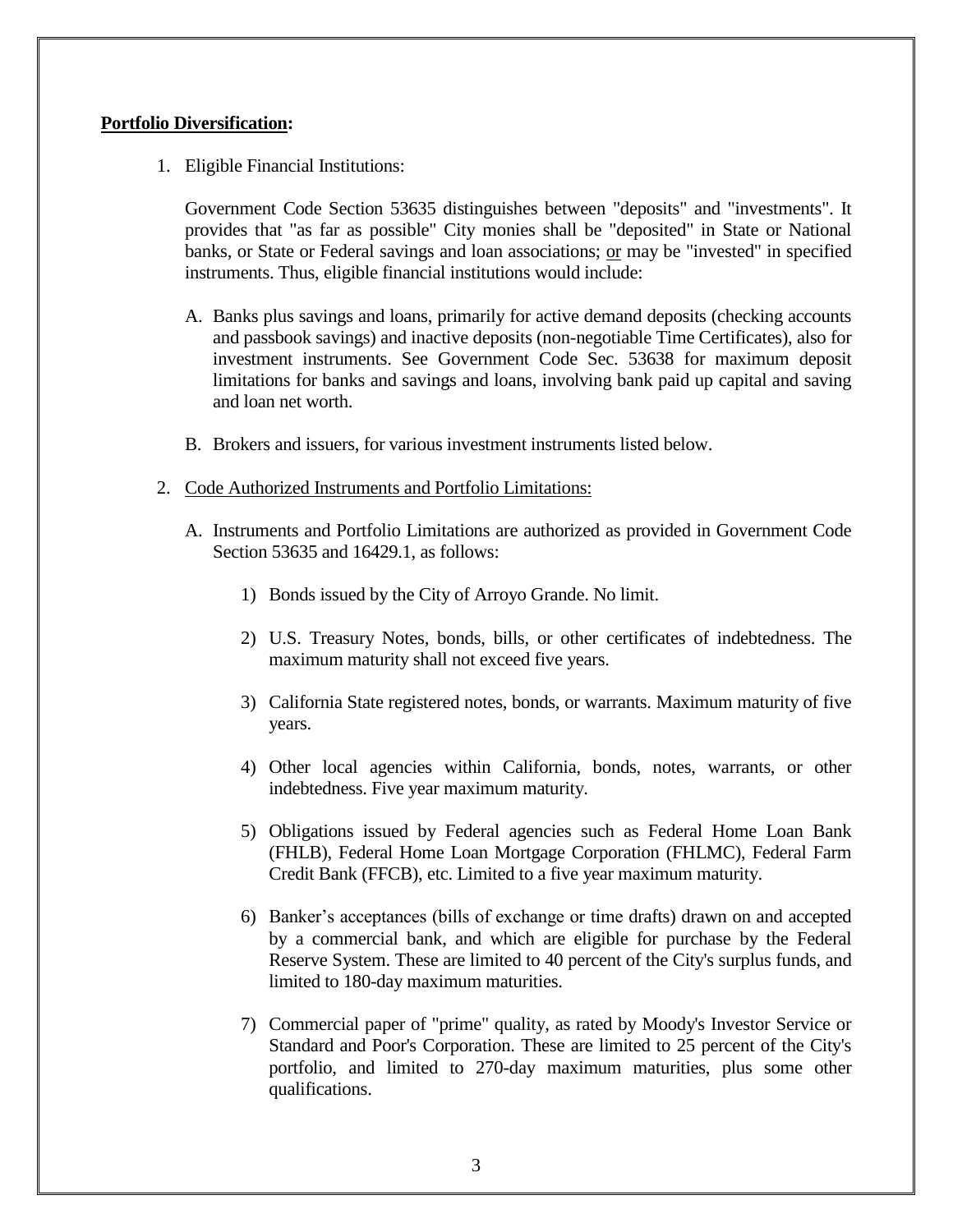**<u>Portfolio Diversification</u>:**

1. Eligible Financial Institutions:

   Government Code Section 53635 distinguishes between "deposits" and "investments". It provides that "as far as possible" City monies shall be "deposited" in State or National banks, or State or Federal savings and loan associations; <u>or</u> may be "invested" in specified instruments. Thus, eligible financial institutions would include:

   A. Banks plus savings and loans, primarily for active demand deposits (checking accounts and passbook savings) and inactive deposits (non-negotiable Time Certificates), also for investment instruments. See Government Code Sec. 53638 for maximum deposit limitations for banks and savings and loans, involving bank paid up capital and saving and loan net worth.

   B. Brokers and issuers, for various investment instruments listed below.

2. <u>Code Authorized Instruments and Portfolio Limitations:</u>

   A. Instruments and Portfolio Limitations are authorized as provided in Government Code Section 53635 and 16429.1, as follows:

      1) Bonds issued by the City of Arroyo Grande. No limit.

      2) U.S. Treasury Notes, bonds, bills, or other certificates of indebtedness. The maximum maturity shall not exceed five years.

      3) California State registered notes, bonds, or warrants. Maximum maturity of five years.

      4) Other local agencies within California, bonds, notes, warrants, or other indebtedness. Five year maximum maturity.

      5) Obligations issued by Federal agencies such as Federal Home Loan Bank (FHLB), Federal Home Loan Mortgage Corporation (FHLMC), Federal Farm Credit Bank (FFCB), etc. Limited to a five year maximum maturity.

      6) Banker's acceptances (bills of exchange or time drafts) drawn on and accepted by a commercial bank, and which are eligible for purchase by the Federal Reserve System. These are limited to 40 percent of the City's surplus funds, and limited to 180-day maximum maturities.

      7) Commercial paper of "prime" quality, as rated by Moody's Investor Service or Standard and Poor's Corporation. These are limited to 25 percent of the City's portfolio, and limited to 270-day maximum maturities, plus some other qualifications.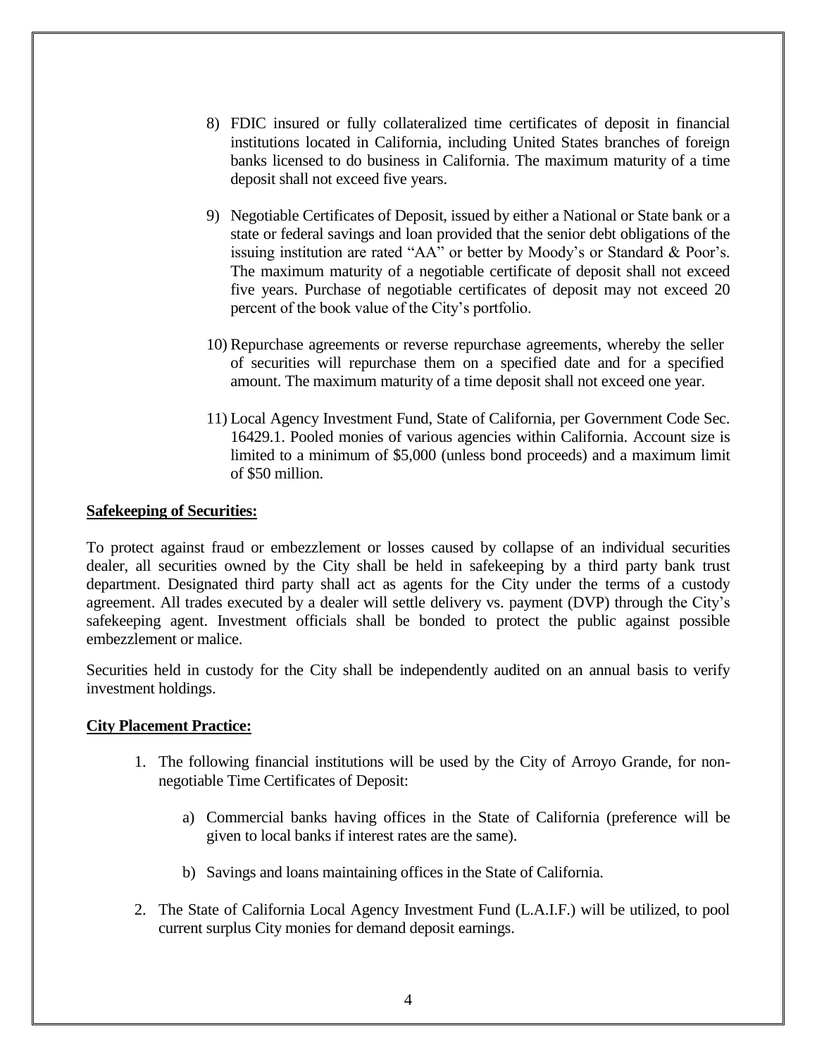8) FDIC insured or fully collateralized time certificates of deposit in financial institutions located in California, including United States branches of foreign banks licensed to do business in California. The maximum maturity of a time deposit shall not exceed five years.

9) Negotiable Certificates of Deposit, issued by either a National or State bank or a state or federal savings and loan provided that the senior debt obligations of the issuing institution are rated "AA" or better by Moody's or Standard & Poor's. The maximum maturity of a negotiable certificate of deposit shall not exceed five years. Purchase of negotiable certificates of deposit may not exceed 20 percent of the book value of the City's portfolio.

10) Repurchase agreements or reverse repurchase agreements, whereby the seller of securities will repurchase them on a specified date and for a specified amount. The maximum maturity of a time deposit shall not exceed one year.

11) Local Agency Investment Fund, State of California, per Government Code Sec. 16429.1. Pooled monies of various agencies within California. Account size is limited to a minimum of $5,000 (unless bond proceeds) and a maximum limit of $50 million.

**Safekeeping of Securities:**

To protect against fraud or embezzlement or losses caused by collapse of an individual securities dealer, all securities owned by the City shall be held in safekeeping by a third party bank trust department. Designated third party shall act as agents for the City under the terms of a custody agreement. All trades executed by a dealer will settle delivery vs. payment (DVP) through the City's safekeeping agent. Investment officials shall be bonded to protect the public against possible embezzlement or malice.

Securities held in custody for the City shall be independently audited on an annual basis to verify investment holdings.

**City Placement Practice:**

1. The following financial institutions will be used by the City of Arroyo Grande, for non-negotiable Time Certificates of Deposit:

    a) Commercial banks having offices in the State of California (preference will be given to local banks if interest rates are the same).

    b) Savings and loans maintaining offices in the State of California.

2. The State of California Local Agency Investment Fund (L.A.I.F.) will be utilized, to pool current surplus City monies for demand deposit earnings.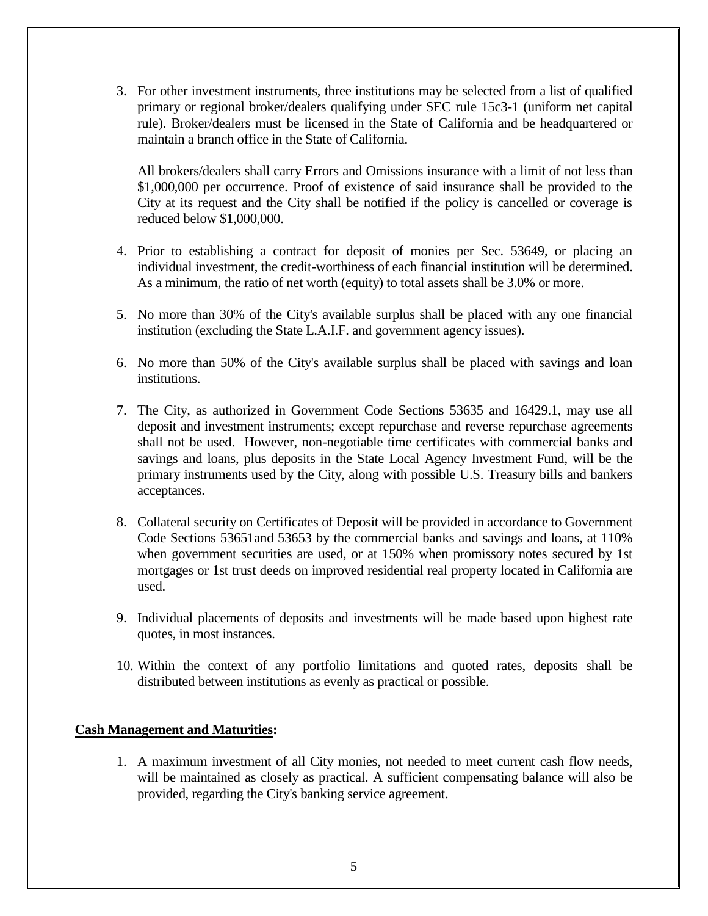3. For other investment instruments, three institutions may be selected from a list of qualified primary or regional broker/dealers qualifying under SEC rule 15c3-1 (uniform net capital rule). Broker/dealers must be licensed in the State of California and be headquartered or maintain a branch office in the State of California.

   All brokers/dealers shall carry Errors and Omissions insurance with a limit of not less than $1,000,000 per occurrence. Proof of existence of said insurance shall be provided to the City at its request and the City shall be notified if the policy is cancelled or coverage is reduced below $1,000,000.

4. Prior to establishing a contract for deposit of monies per Sec. 53649, or placing an individual investment, the credit-worthiness of each financial institution will be determined. As a minimum, the ratio of net worth (equity) to total assets shall be 3.0% or more.

5. No more than 30% of the City's available surplus shall be placed with any one financial institution (excluding the State L.A.I.F. and government agency issues).

6. No more than 50% of the City's available surplus shall be placed with savings and loan institutions.

7. The City, as authorized in Government Code Sections 53635 and 16429.1, may use all deposit and investment instruments; except repurchase and reverse repurchase agreements shall not be used. However, non-negotiable time certificates with commercial banks and savings and loans, plus deposits in the State Local Agency Investment Fund, will be the primary instruments used by the City, along with possible U.S. Treasury bills and bankers acceptances.

8. Collateral security on Certificates of Deposit will be provided in accordance to Government Code Sections 53651and 53653 by the commercial banks and savings and loans, at 110% when government securities are used, or at 150% when promissory notes secured by 1st mortgages or 1st trust deeds on improved residential real property located in California are used.

9. Individual placements of deposits and investments will be made based upon highest rate quotes, in most instances.

10. Within the context of any portfolio limitations and quoted rates, deposits shall be distributed between institutions as evenly as practical or possible.

**Cash Management and Maturities:**

1. A maximum investment of all City monies, not needed to meet current cash flow needs, will be maintained as closely as practical. A sufficient compensating balance will also be provided, regarding the City's banking service agreement.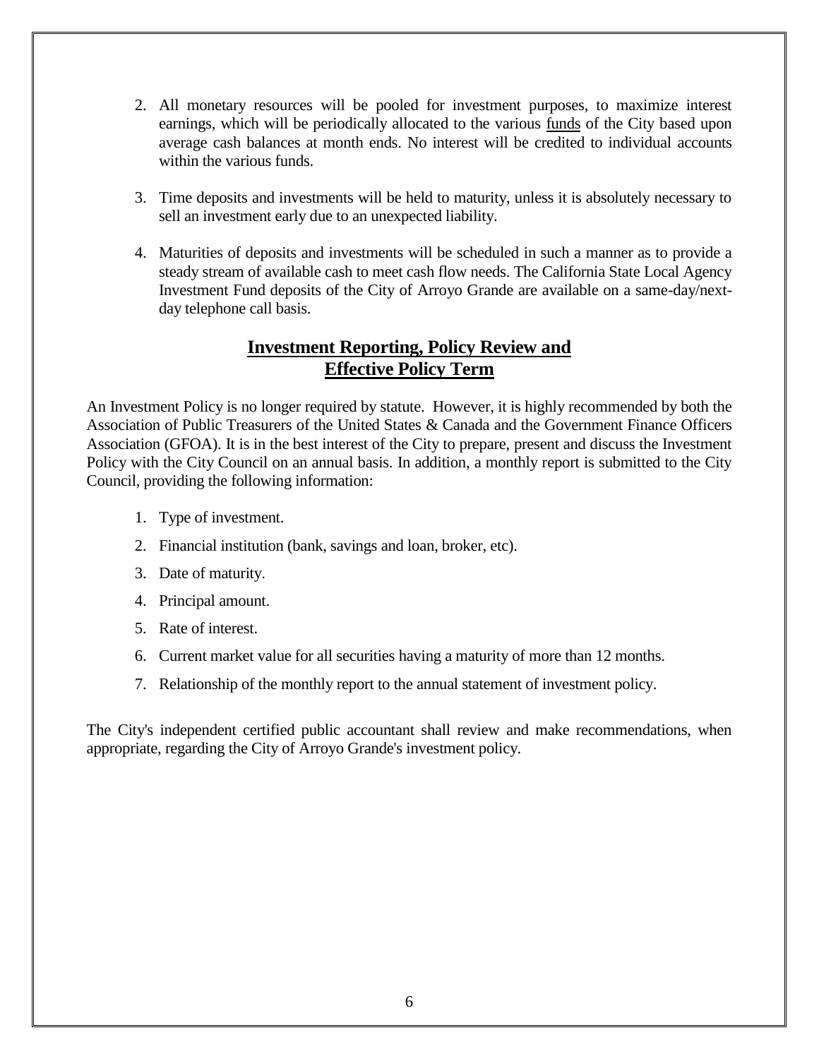2. All monetary resources will be pooled for investment purposes, to maximize interest earnings, which will be periodically allocated to the various funds of the City based upon average cash balances at month ends. No interest will be credited to individual accounts within the various funds.

3. Time deposits and investments will be held to maturity, unless it is absolutely necessary to sell an investment early due to an unexpected liability.

4. Maturities of deposits and investments will be scheduled in such a manner as to provide a steady stream of available cash to meet cash flow needs. The California State Local Agency Investment Fund deposits of the City of Arroyo Grande are available on a same-day/next-day telephone call basis.

## Investment Reporting, Policy Review and Effective Policy Term

An Investment Policy is no longer required by statute. However, it is highly recommended by both the Association of Public Treasurers of the United States & Canada and the Government Finance Officers Association (GFOA). It is in the best interest of the City to prepare, present and discuss the Investment Policy with the City Council on an annual basis. In addition, a monthly report is submitted to the City Council, providing the following information:

1. Type of investment.
2. Financial institution (bank, savings and loan, broker, etc).
3. Date of maturity.
4. Principal amount.
5. Rate of interest.
6. Current market value for all securities having a maturity of more than 12 months.
7. Relationship of the monthly report to the annual statement of investment policy.

The City's independent certified public accountant shall review and make recommendations, when appropriate, regarding the City of Arroyo Grande's investment policy.